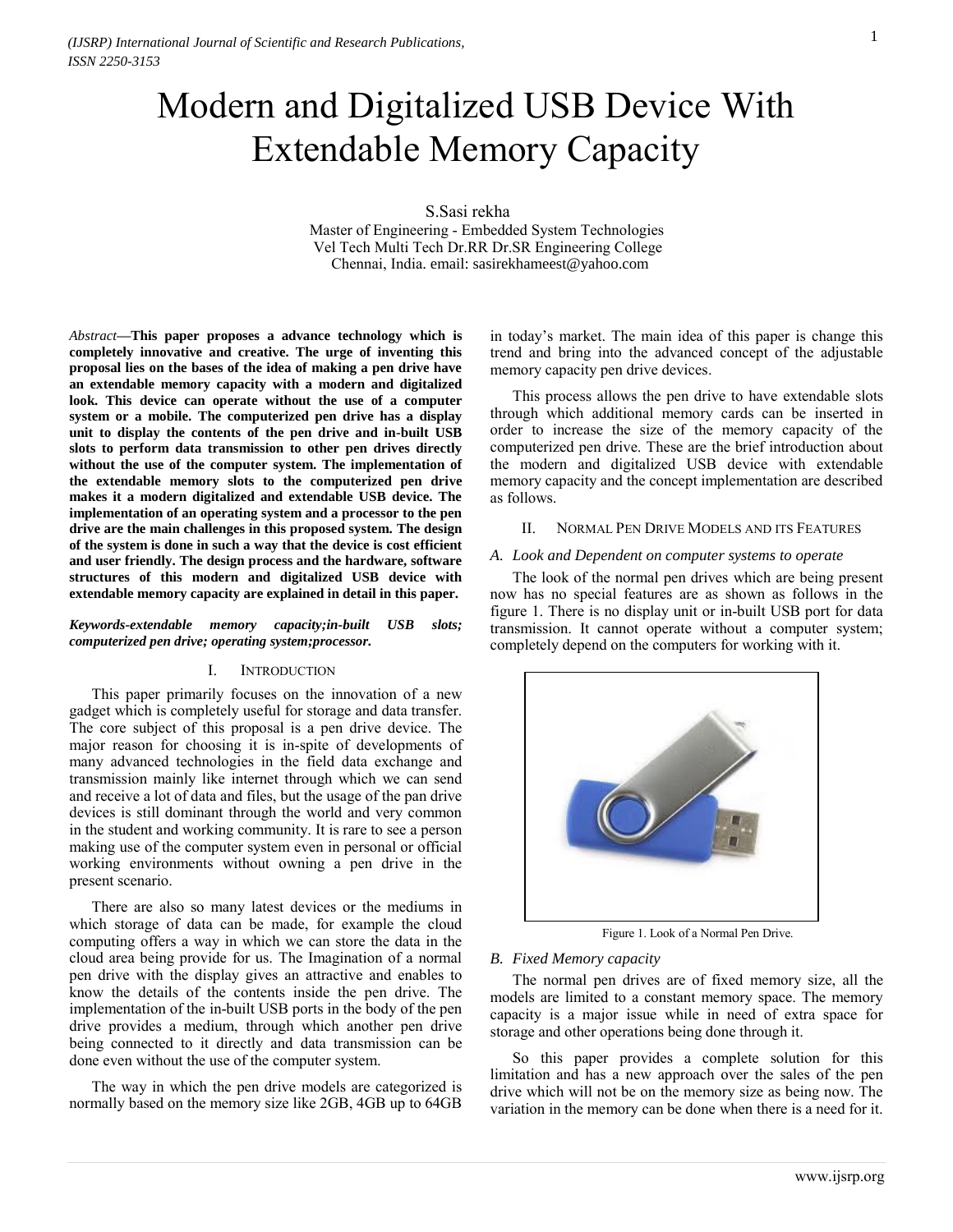# Modern and Digitalized USB Device With Extendable Memory Capacity

S.Sasi rekha
Master of Engineering - Embedded System Technologies
Vel Tech Multi Tech Dr.RR Dr.SR Engineering College
Chennai, India. email: sasirekhameest@yahoo.com

*Abstract*—**This paper proposes a advance technology which is completely innovative and creative. The urge of inventing this proposal lies on the bases of the idea of making a pen drive have an extendable memory capacity with a modern and digitalized look. This device can operate without the use of a computer system or a mobile. The computerized pen drive has a display unit to display the contents of the pen drive and in-built USB slots to perform data transmission to other pen drives directly without the use of the computer system. The implementation of the extendable memory slots to the computerized pen drive makes it a modern digitalized and extendable USB device. The implementation of an operating system and a processor to the pen drive are the main challenges in this proposed system. The design of the system is done in such a way that the device is cost efficient and user friendly. The design process and the hardware, software structures of this modern and digitalized USB device with extendable memory capacity are explained in detail in this paper.**

***Keywords-extendable memory capacity;in-built USB slots; computerized pen drive; operating system;processor.***

## I. Introduction

This paper primarily focuses on the innovation of a new gadget which is completely useful for storage and data transfer. The core subject of this proposal is a pen drive device. The major reason for choosing it is in-spite of developments of many advanced technologies in the field data exchange and transmission mainly like internet through which we can send and receive a lot of data and files, but the usage of the pan drive devices is still dominant through the world and very common in the student and working community. It is rare to see a person making use of the computer system even in personal or official working environments without owning a pen drive in the present scenario.

There are also so many latest devices or the mediums in which storage of data can be made, for example the cloud computing offers a way in which we can store the data in the cloud area being provide for us. The Imagination of a normal pen drive with the display gives an attractive and enables to know the details of the contents inside the pen drive. The implementation of the in-built USB ports in the body of the pen drive provides a medium, through which another pen drive being connected to it directly and data transmission can be done even without the use of the computer system.

The way in which the pen drive models are categorized is normally based on the memory size like 2GB, 4GB up to 64GB in today's market. The main idea of this paper is change this trend and bring into the advanced concept of the adjustable memory capacity pen drive devices.

This process allows the pen drive to have extendable slots through which additional memory cards can be inserted in order to increase the size of the memory capacity of the computerized pen drive. These are the brief introduction about the modern and digitalized USB device with extendable memory capacity and the concept implementation are described as follows.

## II. Normal Pen Drive Models and its Features

### *A. Look and Dependent on computer systems to operate*

The look of the normal pen drives which are being present now has no special features are as shown as follows in the figure 1. There is no display unit or in-built USB port for data transmission. It cannot operate without a computer system; completely depend on the computers for working with it.

Figure 1. Look of a Normal Pen Drive.

### *B. Fixed Memory capacity*

The normal pen drives are of fixed memory size, all the models are limited to a constant memory space. The memory capacity is a major issue while in need of extra space for storage and other operations being done through it.

So this paper provides a complete solution for this limitation and has a new approach over the sales of the pen drive which will not be on the memory size as being now. The variation in the memory can be done when there is a need for it.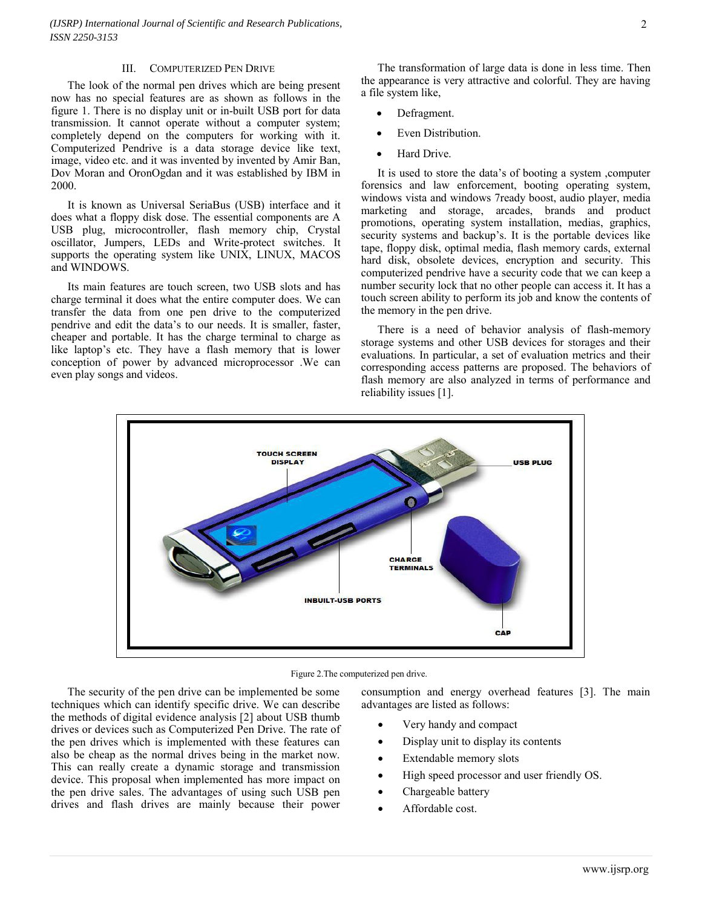## III. Computerized Pen Drive

The look of the normal pen drives which are being present now has no special features are as shown as follows in the figure 1. There is no display unit or in-built USB port for data transmission. It cannot operate without a computer system; completely depend on the computers for working with it. Computerized Pendrive is a data storage device like text, image, video etc. and it was invented by invented by Amir Ban, Dov Moran and OronOgdan and it was established by IBM in 2000.

It is known as Universal SeriaBus (USB) interface and it does what a floppy disk dose. The essential components are A USB plug, microcontroller, flash memory chip, Crystal oscillator, Jumpers, LEDs and Write-protect switches. It supports the operating system like UNIX, LINUX, MACOS and WINDOWS.

Its main features are touch screen, two USB slots and has charge terminal it does what the entire computer does. We can transfer the data from one pen drive to the computerized pendrive and edit the data's to our needs. It is smaller, faster, cheaper and portable. It has the charge terminal to charge as like laptop's etc. They have a flash memory that is lower conception of power by advanced microprocessor .We can even play songs and videos.

The transformation of large data is done in less time. Then the appearance is very attractive and colorful. They are having a file system like,

- Defragment.
- Even Distribution.
- Hard Drive.

It is used to store the data's of booting a system ,computer forensics and law enforcement, booting operating system, windows vista and windows 7ready boost, audio player, media marketing and storage, arcades, brands and product promotions, operating system installation, medias, graphics, security systems and backup's. It is the portable devices like tape, floppy disk, optimal media, flash memory cards, external hard disk, obsolete devices, encryption and security. This computerized pendrive have a security code that we can keep a number security lock that no other people can access it. It has a touch screen ability to perform its job and know the contents of the memory in the pen drive.

There is a need of behavior analysis of flash-memory storage systems and other USB devices for storages and their evaluations. In particular, a set of evaluation metrics and their corresponding access patterns are proposed. The behaviors of flash memory are also analyzed in terms of performance and reliability issues [1].

Figure 2.The computerized pen drive.

The security of the pen drive can be implemented be some techniques which can identify specific drive. We can describe the methods of digital evidence analysis [2] about USB thumb drives or devices such as Computerized Pen Drive. The rate of the pen drives which is implemented with these features can also be cheap as the normal drives being in the market now. This can really create a dynamic storage and transmission device. This proposal when implemented has more impact on the pen drive sales. The advantages of using such USB pen drives and flash drives are mainly because their power consumption and energy overhead features [3]. The main advantages are listed as follows:

- Very handy and compact
- Display unit to display its contents
- Extendable memory slots
- High speed processor and user friendly OS.
- Chargeable battery
- Affordable cost.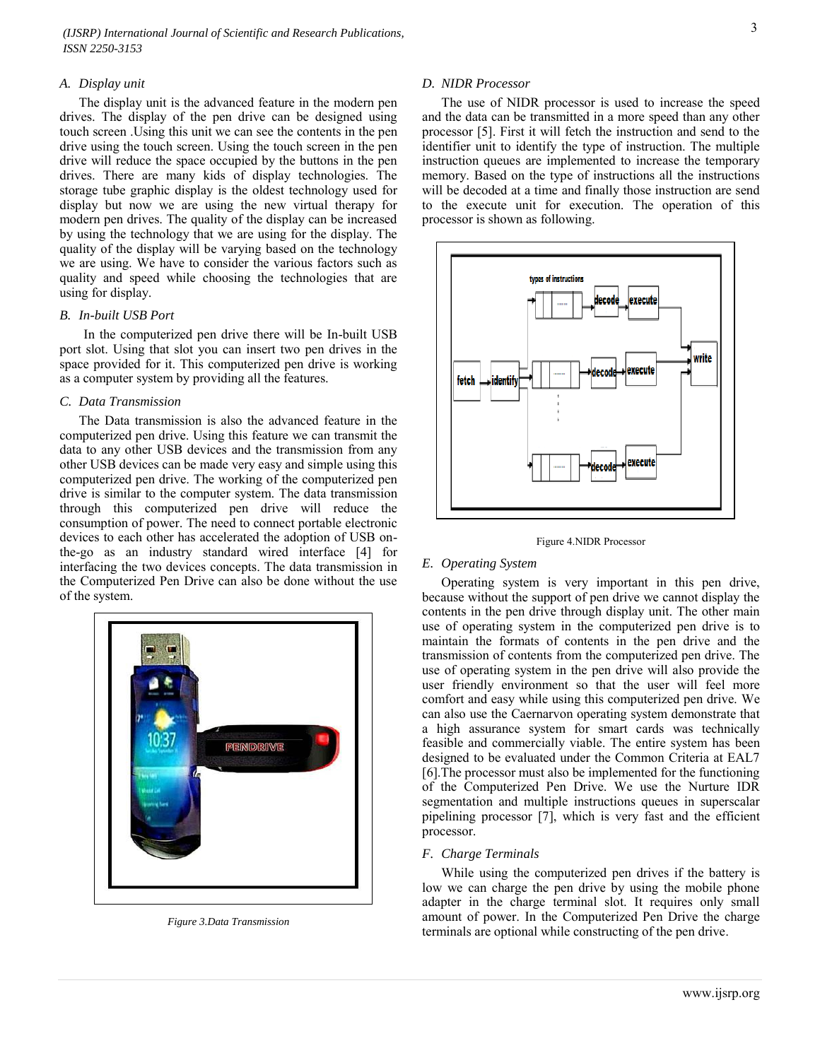### A. Display unit

The display unit is the advanced feature in the modern pen drives. The display of the pen drive can be designed using touch screen .Using this unit we can see the contents in the pen drive using the touch screen. Using the touch screen in the pen drive will reduce the space occupied by the buttons in the pen drives. There are many kids of display technologies. The storage tube graphic display is the oldest technology used for display but now we are using the new virtual therapy for modern pen drives. The quality of the display can be increased by using the technology that we are using for the display. The quality of the display will be varying based on the technology we are using. We have to consider the various factors such as quality and speed while choosing the technologies that are using for display.

### B. In-built USB Port

In the computerized pen drive there will be In-built USB port slot. Using that slot you can insert two pen drives in the space provided for it. This computerized pen drive is working as a computer system by providing all the features.

### C. Data Transmission

The Data transmission is also the advanced feature in the computerized pen drive. Using this feature we can transmit the data to any other USB devices and the transmission from any other USB devices can be made very easy and simple using this computerized pen drive. The working of the computerized pen drive is similar to the computer system. The data transmission through this computerized pen drive will reduce the consumption of power. The need to connect portable electronic devices to each other has accelerated the adoption of USB on-the-go as an industry standard wired interface [4] for interfacing the two devices concepts. The data transmission in the Computerized Pen Drive can also be done without the use of the system.

*Figure 3.Data Transmission*

### D. NIDR Processor

The use of NIDR processor is used to increase the speed and the data can be transmitted in a more speed than any other processor [5]. First it will fetch the instruction and send to the identifier unit to identify the type of instruction. The multiple instruction queues are implemented to increase the temporary memory. Based on the type of instructions all the instructions will be decoded at a time and finally those instruction are send to the execute unit for execution. The operation of this processor is shown as following.

Figure 4.NIDR Processor

### E. Operating System

Operating system is very important in this pen drive, because without the support of pen drive we cannot display the contents in the pen drive through display unit. The other main use of operating system in the computerized pen drive is to maintain the formats of contents in the pen drive and the transmission of contents from the computerized pen drive. The use of operating system in the pen drive will also provide the user friendly environment so that the user will feel more comfort and easy while using this computerized pen drive. We can also use the Caernarvon operating system demonstrate that a high assurance system for smart cards was technically feasible and commercially viable. The entire system has been designed to be evaluated under the Common Criteria at EAL7 [6].The processor must also be implemented for the functioning of the Computerized Pen Drive. We use the Nurture IDR segmentation and multiple instructions queues in superscalar pipelining processor [7], which is very fast and the efficient processor.

### F. Charge Terminals

While using the computerized pen drives if the battery is low we can charge the pen drive by using the mobile phone adapter in the charge terminal slot. It requires only small amount of power. In the Computerized Pen Drive the charge terminals are optional while constructing of the pen drive.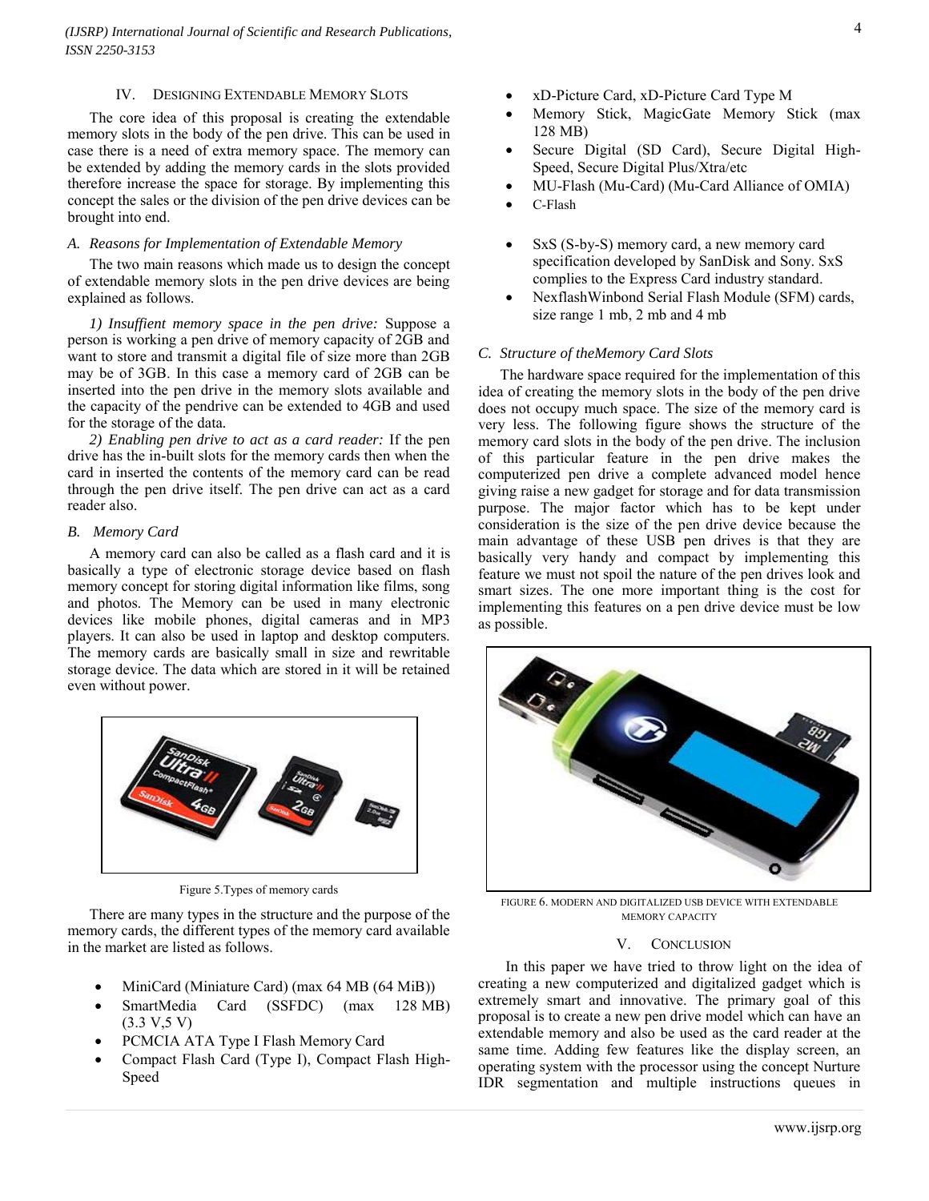## IV. Designing Extendable Memory Slots

The core idea of this proposal is creating the extendable memory slots in the body of the pen drive. This can be used in case there is a need of extra memory space. The memory can be extended by adding the memory cards in the slots provided therefore increase the space for storage. By implementing this concept the sales or the division of the pen drive devices can be brought into end.

### *A. Reasons for Implementation of Extendable Memory*

The two main reasons which made us to design the concept of extendable memory slots in the pen drive devices are being explained as follows.

*1) Insuffient memory space in the pen drive:* Suppose a person is working a pen drive of memory capacity of 2GB and want to store and transmit a digital file of size more than 2GB may be of 3GB. In this case a memory card of 2GB can be inserted into the pen drive in the memory slots available and the capacity of the pendrive can be extended to 4GB and used for the storage of the data.

*2) Enabling pen drive to act as a card reader:* If the pen drive has the in-built slots for the memory cards then when the card in inserted the contents of the memory card can be read through the pen drive itself. The pen drive can act as a card reader also.

### *B. Memory Card*

A memory card can also be called as a flash card and it is basically a type of electronic storage device based on flash memory concept for storing digital information like films, song and photos. The Memory can be used in many electronic devices like mobile phones, digital cameras and in MP3 players. It can also be used in laptop and desktop computers. The memory cards are basically small in size and rewritable storage device. The data which are stored in it will be retained even without power.

Figure 5.Types of memory cards

There are many types in the structure and the purpose of the memory cards, the different types of the memory card available in the market are listed as follows.

- MiniCard (Miniature Card) (max 64 MB (64 MiB))
- SmartMedia Card (SSFDC) (max 128 MB) (3.3 V,5 V)
- PCMCIA ATA Type I Flash Memory Card
- Compact Flash Card (Type I), Compact Flash High-Speed
- xD-Picture Card, xD-Picture Card Type M
- Memory Stick, MagicGate Memory Stick (max 128 MB)
- Secure Digital (SD Card), Secure Digital High-Speed, Secure Digital Plus/Xtra/etc
- MU-Flash (Mu-Card) (Mu-Card Alliance of OMIA)
- C-Flash
- SxS (S-by-S) memory card, a new memory card specification developed by SanDisk and Sony. SxS complies to the Express Card industry standard.
- NexflashWinbond Serial Flash Module (SFM) cards, size range 1 mb, 2 mb and 4 mb

### *C. Structure of theMemory Card Slots*

The hardware space required for the implementation of this idea of creating the memory slots in the body of the pen drive does not occupy much space. The size of the memory card is very less. The following figure shows the structure of the memory card slots in the body of the pen drive. The inclusion of this particular feature in the pen drive makes the computerized pen drive a complete advanced model hence giving raise a new gadget for storage and for data transmission purpose. The major factor which has to be kept under consideration is the size of the pen drive device because the main advantage of these USB pen drives is that they are basically very handy and compact by implementing this feature we must not spoil the nature of the pen drives look and smart sizes. The one more important thing is the cost for implementing this features on a pen drive device must be low as possible.

FIGURE 6. MODERN AND DIGITALIZED USB DEVICE WITH EXTENDABLE MEMORY CAPACITY

## V. Conclusion

In this paper we have tried to throw light on the idea of creating a new computerized and digitalized gadget which is extremely smart and innovative. The primary goal of this proposal is to create a new pen drive model which can have an extendable memory and also be used as the card reader at the same time. Adding few features like the display screen, an operating system with the processor using the concept Nurture IDR segmentation and multiple instructions queues in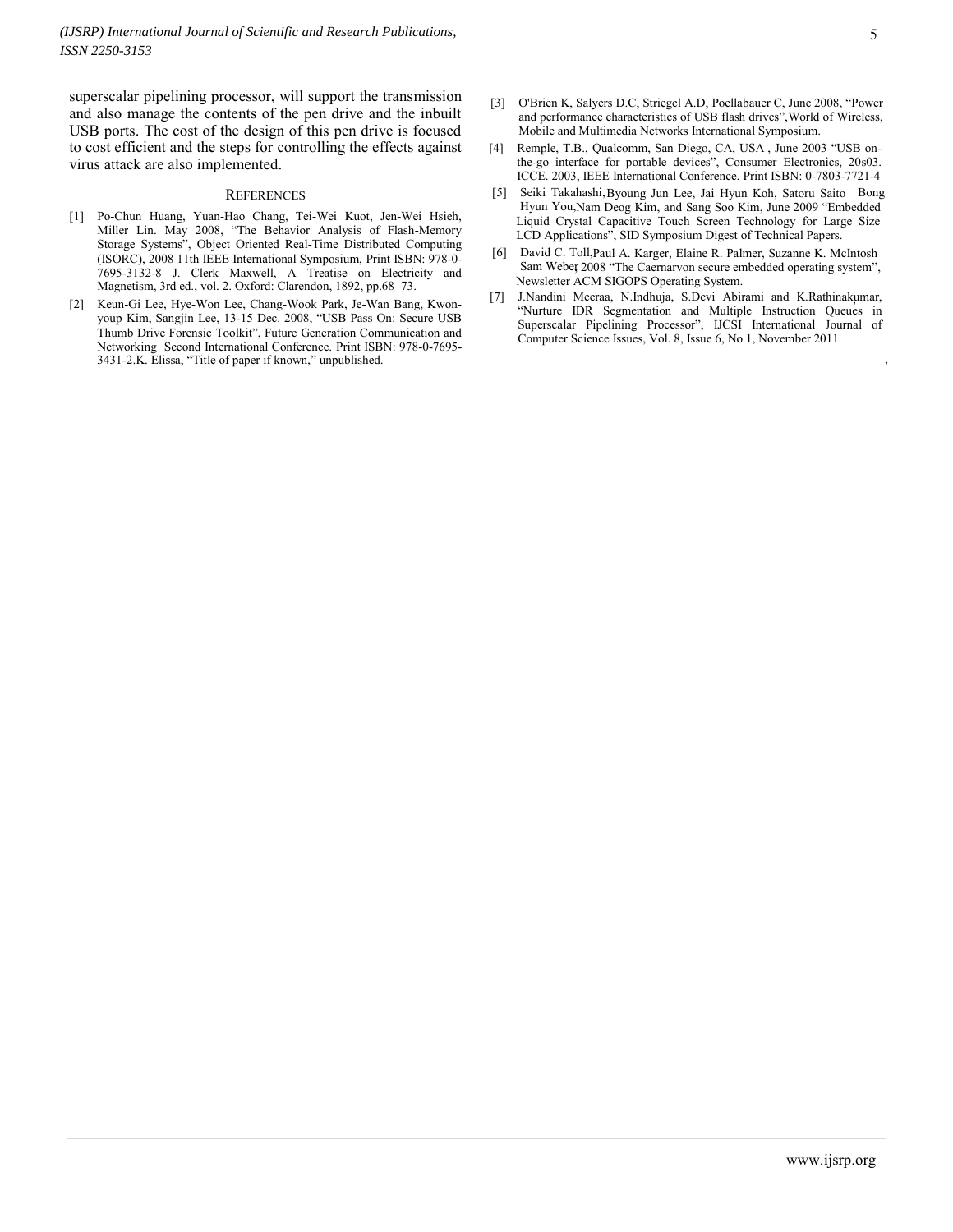superscalar pipelining processor, will support the transmission and also manage the contents of the pen drive and the inbuilt USB ports. The cost of the design of this pen drive is focused to cost efficient and the steps for controlling the effects against virus attack are also implemented.

## References

[1] Po-Chun Huang, Yuan-Hao Chang, Tei-Wei Kuot, Jen-Wei Hsieh, Miller Lin. May 2008, "The Behavior Analysis of Flash-Memory Storage Systems", Object Oriented Real-Time Distributed Computing (ISORC), 2008 11th IEEE International Symposium, Print ISBN: 978-0-7695-3132-8 J. Clerk Maxwell, A Treatise on Electricity and Magnetism, 3rd ed., vol. 2. Oxford: Clarendon, 1892, pp.68–73.

[2] Keun-Gi Lee, Hye-Won Lee, Chang-Wook Park, Je-Wan Bang, Kwon-youp Kim, Sangjin Lee, 13-15 Dec. 2008, "USB Pass On: Secure USB Thumb Drive Forensic Toolkit", Future Generation Communication and Networking Second International Conference. Print ISBN: 978-0-7695-3431-2.K. Elissa, "Title of paper if known," unpublished.

[3] O'Brien K, Salyers D.C, Striegel A.D, Poellabauer C, June 2008, "Power and performance characteristics of USB flash drives",World of Wireless, Mobile and Multimedia Networks International Symposium.

[4] Remple, T.B., Qualcomm, San Diego, CA, USA , June 2003 "USB on-the-go interface for portable devices", Consumer Electronics, 20s03. ICCE. 2003, IEEE International Conference. Print ISBN: 0-7803-7721-4

[5] Seiki Takahashi, Byoung Jun Lee, Jai Hyun Koh, Satoru Saito Bong Hyun You,Nam Deog Kim, and Sang Soo Kim, June 2009 "Embedded Liquid Crystal Capacitive Touch Screen Technology for Large Size LCD Applications", SID Symposium Digest of Technical Papers.

[6] David C. Toll,Paul A. Karger, Elaine R. Palmer, Suzanne K. McIntosh Sam Weber 2008 "The Caernarvon secure embedded operating system", Newsletter ACM SIGOPS Operating System.

[7] J.Nandini Meeraa, N.Indhuja, S.Devi Abirami and K.Rathinakumar, "Nurture IDR Segmentation and Multiple Instruction Queues in Superscalar Pipelining Processor", IJCSI International Journal of Computer Science Issues, Vol. 8, Issue 6, No 1, November 2011